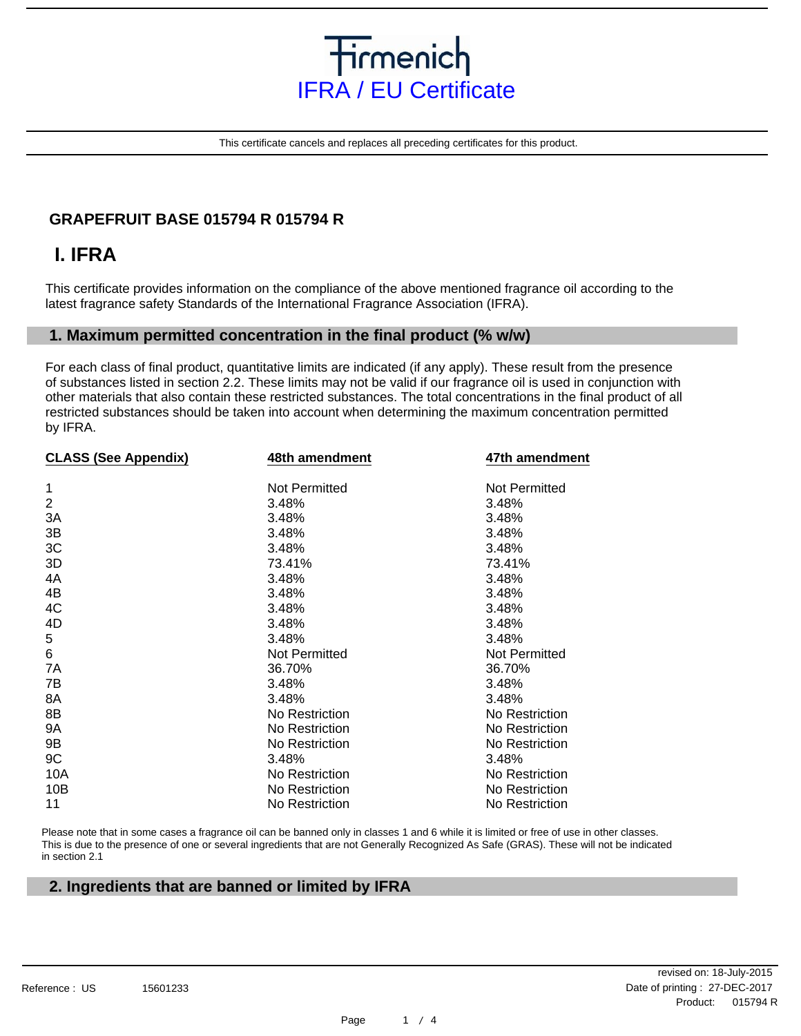# Firmenich
## IFRA / EU Certificate

This certificate cancels and replaces all preceding certificates for this product.

### GRAPEFRUIT BASE 015794 R 015794 R

## I. IFRA

This certificate provides information on the compliance of the above mentioned fragrance oil according to the latest fragrance safety Standards of the International Fragrance Association (IFRA).

### 1. Maximum permitted concentration in the final product (% w/w)

For each class of final product, quantitative limits are indicated (if any apply). These result from the presence of substances listed in section 2.2. These limits may not be valid if our fragrance oil is used in conjunction with other materials that also contain these restricted substances. The total concentrations in the final product of all restricted substances should be taken into account when determining the maximum concentration permitted by IFRA.

| CLASS (See Appendix) | 48th amendment | 47th amendment |
|---|---|---|
| 1 | Not Permitted | Not Permitted |
| 2 | 3.48% | 3.48% |
| 3A | 3.48% | 3.48% |
| 3B | 3.48% | 3.48% |
| 3C | 3.48% | 3.48% |
| 3D | 73.41% | 73.41% |
| 4A | 3.48% | 3.48% |
| 4B | 3.48% | 3.48% |
| 4C | 3.48% | 3.48% |
| 4D | 3.48% | 3.48% |
| 5 | 3.48% | 3.48% |
| 6 | Not Permitted | Not Permitted |
| 7A | 36.70% | 36.70% |
| 7B | 3.48% | 3.48% |
| 8A | 3.48% | 3.48% |
| 8B | No Restriction | No Restriction |
| 9A | No Restriction | No Restriction |
| 9B | No Restriction | No Restriction |
| 9C | 3.48% | 3.48% |
| 10A | No Restriction | No Restriction |
| 10B | No Restriction | No Restriction |
| 11 | No Restriction | No Restriction |

Please note that in some cases a fragrance oil can be banned only in classes 1 and 6 while it is limited or free of use in other classes. This is due to the presence of one or several ingredients that are not Generally Recognized As Safe (GRAS). These will not be indicated in section 2.1

### 2. Ingredients that are banned or limited by IFRA

Reference : US 15601233

revised on: 18-July-2015
Date of printing : 27-DEC-2017
Product: 015794 R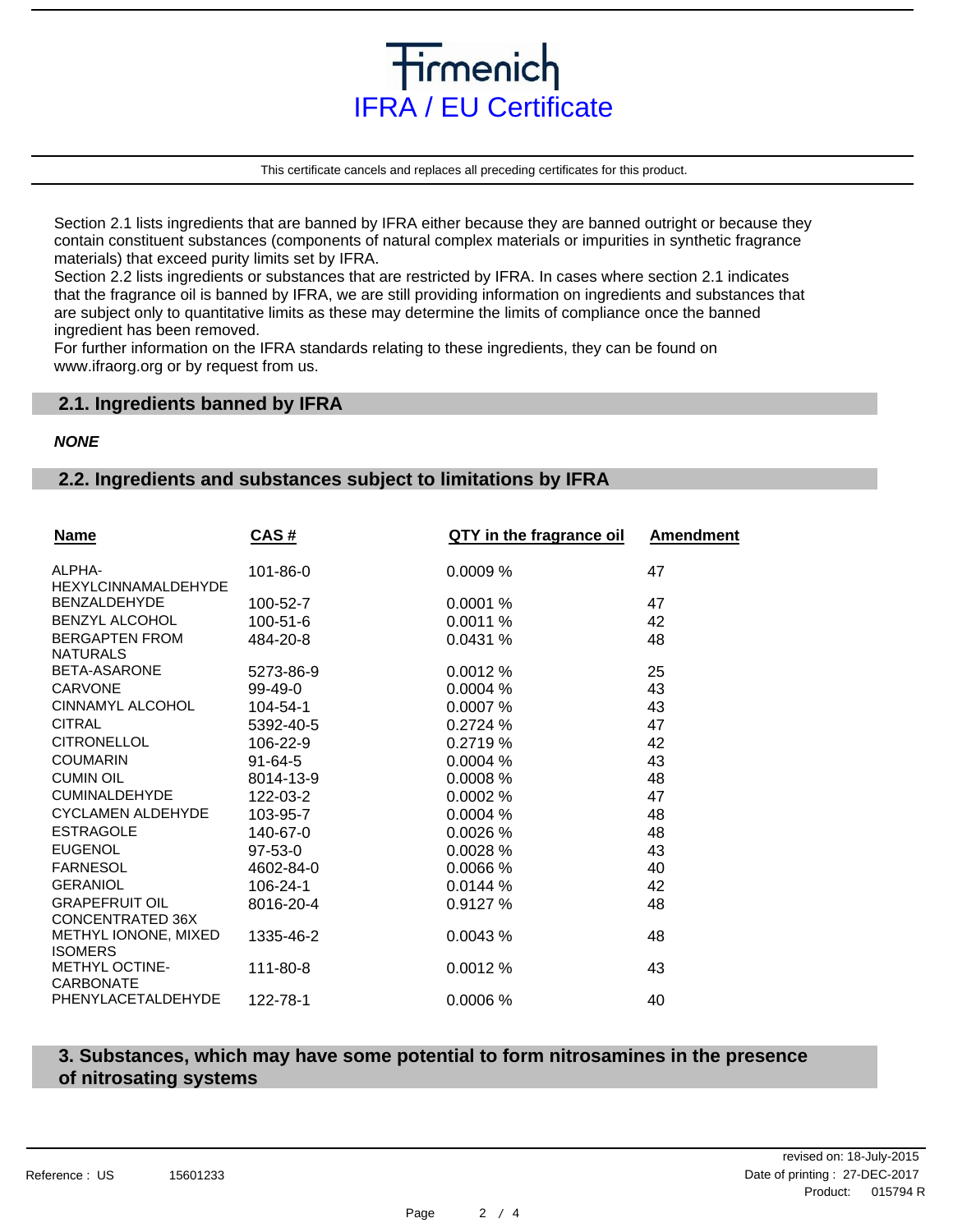# Firmenich
## IFRA / EU Certificate

This certificate cancels and replaces all preceding certificates for this product.

Section 2.1 lists ingredients that are banned by IFRA either because they are banned outright or because they contain constituent substances (components of natural complex materials or impurities in synthetic fragrance materials) that exceed purity limits set by IFRA.
Section 2.2 lists ingredients or substances that are restricted by IFRA. In cases where section 2.1 indicates that the fragrance oil is banned by IFRA, we are still providing information on ingredients and substances that are subject only to quantitative limits as these may determine the limits of compliance once the banned ingredient has been removed.
For further information on the IFRA standards relating to these ingredients, they can be found on www.ifraorg.org or by request from us.

## 2.1. Ingredients banned by IFRA

***NONE***

## 2.2. Ingredients and substances subject to limitations by IFRA

| Name | CAS # | QTY in the fragrance oil | Amendment |
|---|---|---|---|
| ALPHA-HEXYLCINNAMALDEHYDE | 101-86-0 | 0.0009 % | 47 |
| BENZALDEHYDE | 100-52-7 | 0.0001 % | 47 |
| BENZYL ALCOHOL | 100-51-6 | 0.0011 % | 42 |
| BERGAPTEN FROM NATURALS | 484-20-8 | 0.0431 % | 48 |
| BETA-ASARONE | 5273-86-9 | 0.0012 % | 25 |
| CARVONE | 99-49-0 | 0.0004 % | 43 |
| CINNAMYL ALCOHOL | 104-54-1 | 0.0007 % | 43 |
| CITRAL | 5392-40-5 | 0.2724 % | 47 |
| CITRONELLOL | 106-22-9 | 0.2719 % | 42 |
| COUMARIN | 91-64-5 | 0.0004 % | 43 |
| CUMIN OIL | 8014-13-9 | 0.0008 % | 48 |
| CUMINALDEHYDE | 122-03-2 | 0.0002 % | 47 |
| CYCLAMEN ALDEHYDE | 103-95-7 | 0.0004 % | 48 |
| ESTRAGOLE | 140-67-0 | 0.0026 % | 48 |
| EUGENOL | 97-53-0 | 0.0028 % | 43 |
| FARNESOL | 4602-84-0 | 0.0066 % | 40 |
| GERANIOL | 106-24-1 | 0.0144 % | 42 |
| GRAPEFRUIT OIL CONCENTRATED 36X | 8016-20-4 | 0.9127 % | 48 |
| METHYL IONONE, MIXED ISOMERS | 1335-46-2 | 0.0043 % | 48 |
| METHYL OCTINE-CARBONATE | 111-80-8 | 0.0012 % | 43 |
| PHENYLACETALDEHYDE | 122-78-1 | 0.0006 % | 40 |

## 3. Substances, which may have some potential to form nitrosamines in the presence of nitrosating systems

Reference : US 15601233

revised on: 18-July-2015
Date of printing : 27-DEC-2017
Product: 015794 R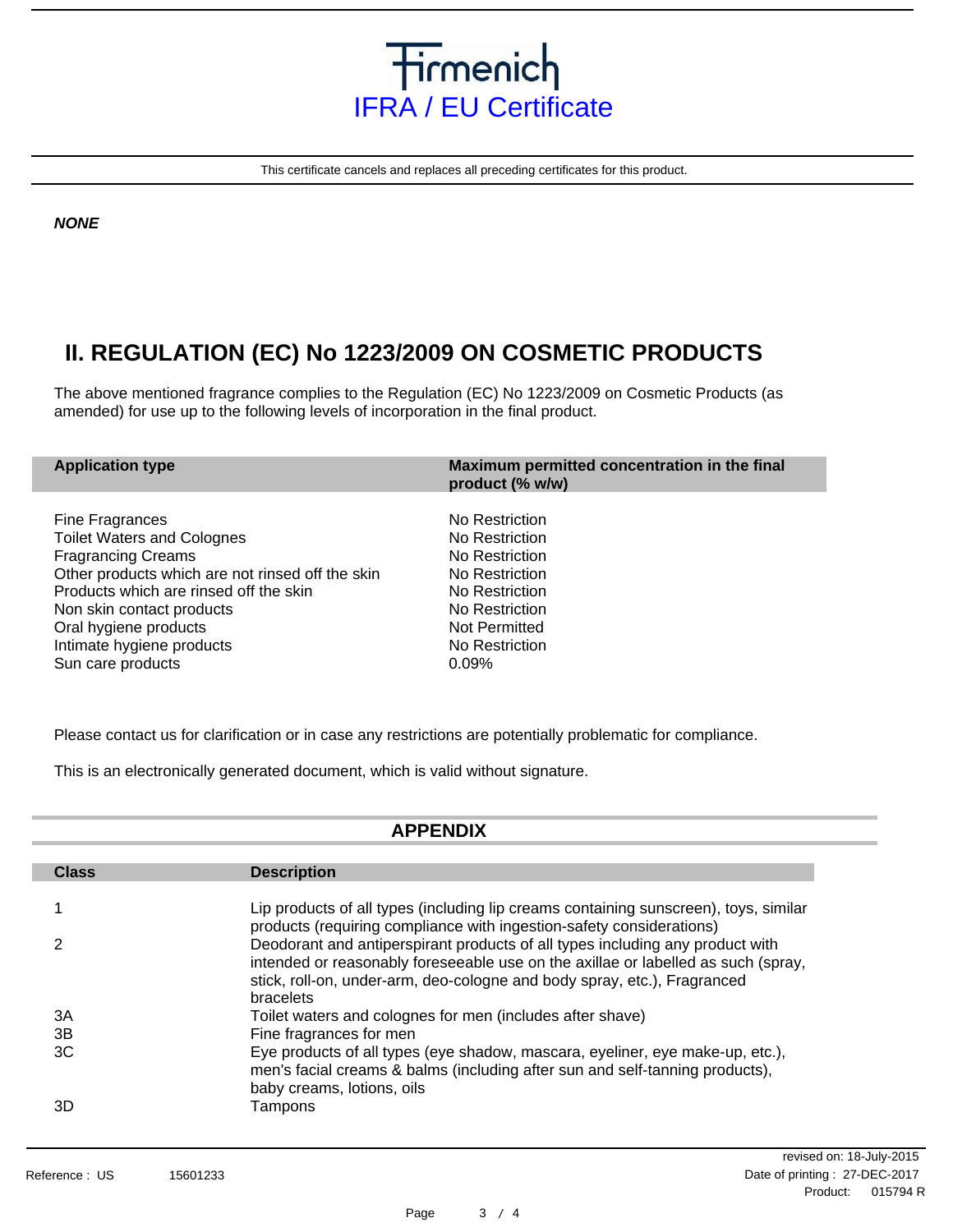# Firmenich
## IFRA / EU Certificate

This certificate cancels and replaces all preceding certificates for this product.

***NONE***

## II. REGULATION (EC) No 1223/2009 ON COSMETIC PRODUCTS

The above mentioned fragrance complies to the Regulation (EC) No 1223/2009 on Cosmetic Products (as amended) for use up to the following levels of incorporation in the final product.

| Application type | Maximum permitted concentration in the final product (% w/w) |
|---|---|
| Fine Fragrances | No Restriction |
| Toilet Waters and Colognes | No Restriction |
| Fragrancing Creams | No Restriction |
| Other products which are not rinsed off the skin | No Restriction |
| Products which are rinsed off the skin | No Restriction |
| Non skin contact products | No Restriction |
| Oral hygiene products | Not Permitted |
| Intimate hygiene products | No Restriction |
| Sun care products | 0.09% |

Please contact us for clarification or in case any restrictions are potentially problematic for compliance.

This is an electronically generated document, which is valid without signature.

## APPENDIX

| Class | Description |
|---|---|
| 1 | Lip products of all types (including lip creams containing sunscreen), toys, similar products (requiring compliance with ingestion-safety considerations) |
| 2 | Deodorant and antiperspirant products of all types including any product with intended or reasonably foreseeable use on the axillae or labelled as such (spray, stick, roll-on, under-arm, deo-cologne and body spray, etc.), Fragranced bracelets |
| 3A | Toilet waters and colognes for men (includes after shave) |
| 3B | Fine fragrances for men |
| 3C | Eye products of all types (eye shadow, mascara, eyeliner, eye make-up, etc.), men's facial creams & balms (including after sun and self-tanning products), baby creams, lotions, oils |
| 3D | Tampons |

Reference : US 15601233

revised on: 18-July-2015
Date of printing : 27-DEC-2017
Product: 015794 R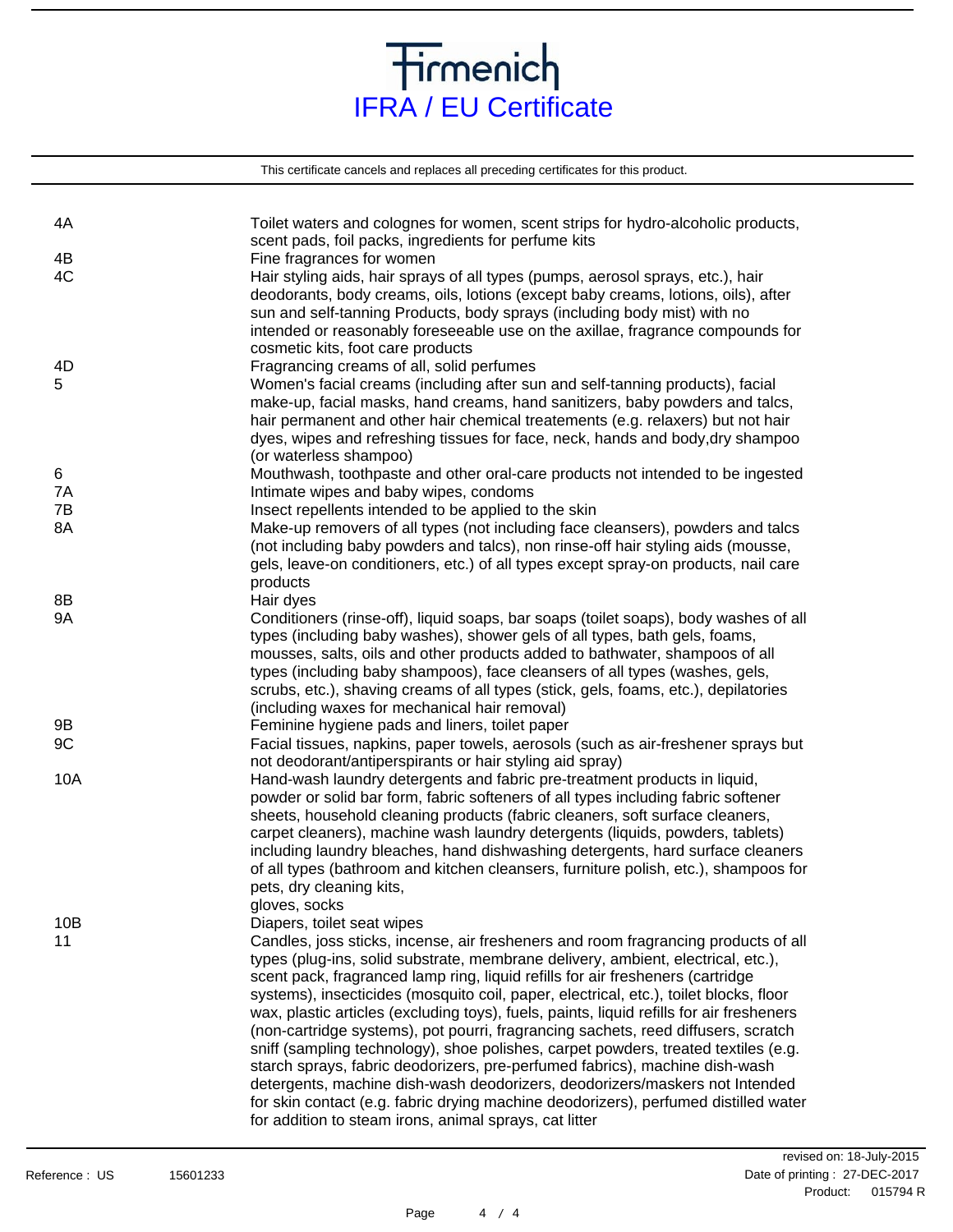# Firmenich

## IFRA / EU Certificate

This certificate cancels and replaces all preceding certificates for this product.

| | |
|---|---|
| 4A | Toilet waters and colognes for women, scent strips for hydro-alcoholic products, scent pads, foil packs, ingredients for perfume kits |
| 4B | Fine fragrances for women |
| 4C | Hair styling aids, hair sprays of all types (pumps, aerosol sprays, etc.), hair deodorants, body creams, oils, lotions (except baby creams, lotions, oils), after sun and self-tanning Products, body sprays (including body mist) with no intended or reasonably foreseeable use on the axillae, fragrance compounds for cosmetic kits, foot care products |
| 4D | Fragrancing creams of all, solid perfumes |
| 5 | Women's facial creams (including after sun and self-tanning products), facial make-up, facial masks, hand creams, hand sanitizers, baby powders and talcs, hair permanent and other hair chemical treatements (e.g. relaxers) but not hair dyes, wipes and refreshing tissues for face, neck, hands and body,dry shampoo (or waterless shampoo) |
| 6 | Mouthwash, toothpaste and other oral-care products not intended to be ingested |
| 7A | Intimate wipes and baby wipes, condoms |
| 7B | Insect repellents intended to be applied to the skin |
| 8A | Make-up removers of all types (not including face cleansers), powders and talcs (not including baby powders and talcs), non rinse-off hair styling aids (mousse, gels, leave-on conditioners, etc.) of all types except spray-on products, nail care products |
| 8B | Hair dyes |
| 9A | Conditioners (rinse-off), liquid soaps, bar soaps (toilet soaps), body washes of all types (including baby washes), shower gels of all types, bath gels, foams, mousses, salts, oils and other products added to bathwater, shampoos of all types (including baby shampoos), face cleansers of all types (washes, gels, scrubs, etc.), shaving creams of all types (stick, gels, foams, etc.), depilatories (including waxes for mechanical hair removal) |
| 9B | Feminine hygiene pads and liners, toilet paper |
| 9C | Facial tissues, napkins, paper towels, aerosols (such as air-freshener sprays but not deodorant/antiperspirants or hair styling aid spray) |
| 10A | Hand-wash laundry detergents and fabric pre-treatment products in liquid, powder or solid bar form, fabric softeners of all types including fabric softener sheets, household cleaning products (fabric cleaners, soft surface cleaners, carpet cleaners), machine wash laundry detergents (liquids, powders, tablets) including laundry bleaches, hand dishwashing detergents, hard surface cleaners of all types (bathroom and kitchen cleansers, furniture polish, etc.), shampoos for pets, dry cleaning kits, gloves, socks |
| 10B | Diapers, toilet seat wipes |
| 11 | Candles, joss sticks, incense, air fresheners and room fragrancing products of all types (plug-ins, solid substrate, membrane delivery, ambient, electrical, etc.), scent pack, fragranced lamp ring, liquid refills for air fresheners (cartridge systems), insecticides (mosquito coil, paper, electrical, etc.), toilet blocks, floor wax, plastic articles (excluding toys), fuels, paints, liquid refills for air fresheners (non-cartridge systems), pot pourri, fragrancing sachets, reed diffusers, scratch sniff (sampling technology), shoe polishes, carpet powders, treated textiles (e.g. starch sprays, fabric deodorizers, pre-perfumed fabrics), machine dish-wash detergents, machine dish-wash deodorizers, deodorizers/maskers not Intended for skin contact (e.g. fabric drying machine deodorizers), perfumed distilled water for addition to steam irons, animal sprays, cat litter |

Reference : US 15601233

revised on: 18-July-2015
Date of printing : 27-DEC-2017
Product: 015794 R